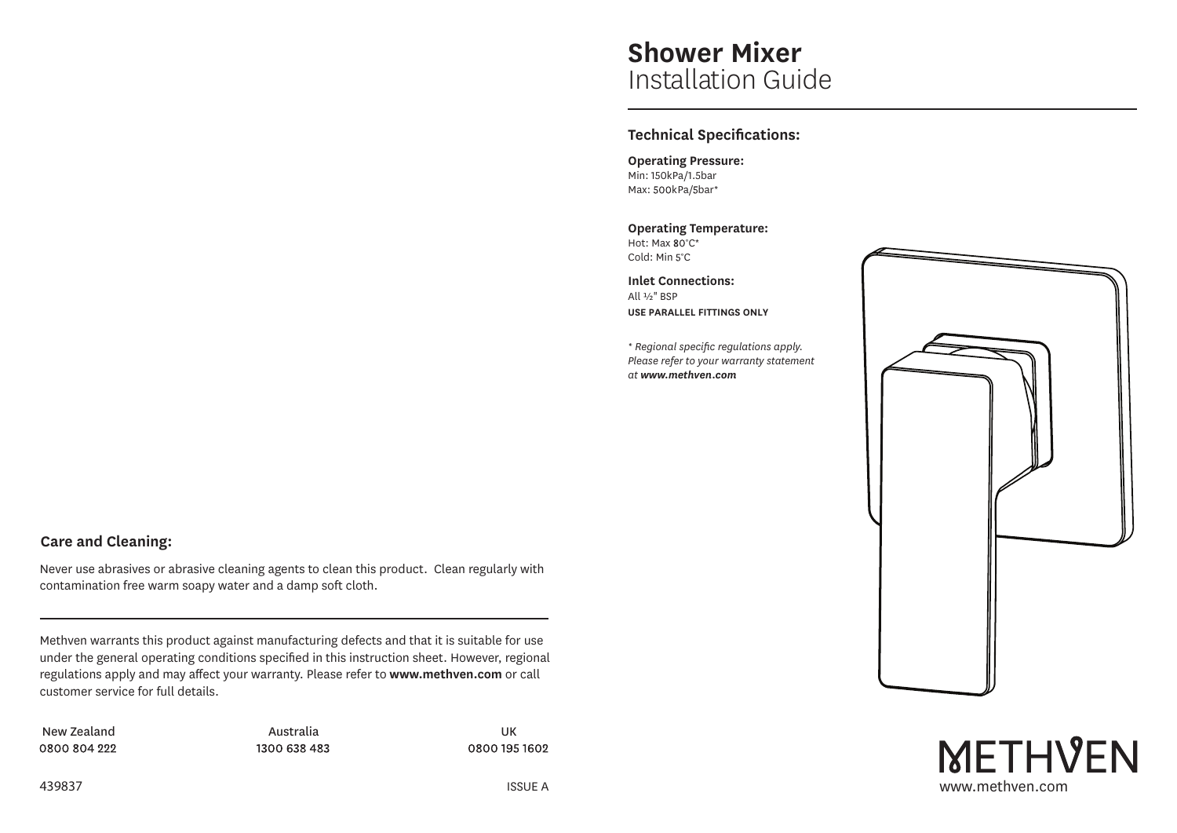# Shower Mixer
Installation Guide

## Technical Specifications:

**Operating Pressure:**
Min: 150kPa/1.5bar
Max: 500kPa/5bar*

**Operating Temperature:**
Hot: Max 80°C*
Cold: Min 5°C

**Inlet Connections:**
All ½" BSP
**USE PARALLEL FITTINGS ONLY**

*\* Regional specific regulations apply. Please refer to your warranty statement at **www.methven.com***

METHVEN
www.methven.com

## Care and Cleaning:

Never use abrasives or abrasive cleaning agents to clean this product. Clean regularly with contamination free warm soapy water and a damp soft cloth.

Methven warrants this product against manufacturing defects and that it is suitable for use under the general operating conditions specified in this instruction sheet. However, regional regulations apply and may affect your warranty. Please refer to **www.methven.com** or call customer service for full details.

| New Zealand | Australia | UK |
|---|---|---|
| 0800 804 222 | 1300 638 483 | 0800 195 1602 |

439837

ISSUE A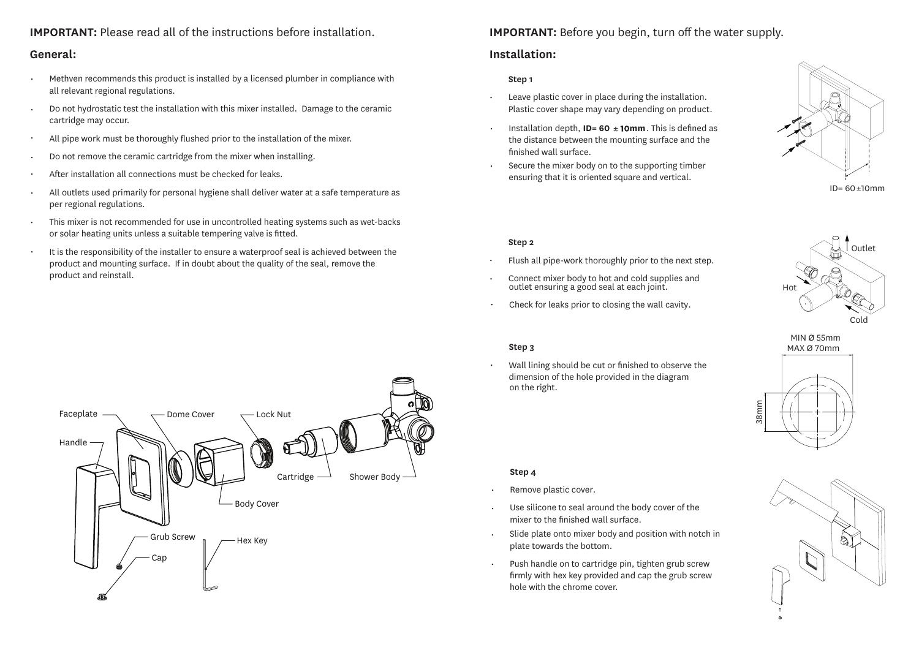**IMPORTANT:** Please read all of the instructions before installation.

## General:

- Methven recommends this product is installed by a licensed plumber in compliance with all relevant regional regulations.
- Do not hydrostatic test the installation with this mixer installed. Damage to the ceramic cartridge may occur.
- All pipe work must be thoroughly flushed prior to the installation of the mixer.
- Do not remove the ceramic cartridge from the mixer when installing.
- After installation all connections must be checked for leaks.
- All outlets used primarily for personal hygiene shall deliver water at a safe temperature as per regional regulations.
- This mixer is not recommended for use in uncontrolled heating systems such as wet-backs or solar heating units unless a suitable tempering valve is fitted.
- It is the responsibility of the installer to ensure a waterproof seal is achieved between the product and mounting surface. If in doubt about the quality of the seal, remove the product and reinstall.

Faceplate
Dome Cover
Lock Nut
Handle
Cartridge
Shower Body
Body Cover
Grub Screw
Hex Key
Cap

**IMPORTANT:** Before you begin, turn off the water supply.

## Installation:

**Step 1**

- Leave plastic cover in place during the installation. Plastic cover shape may vary depending on product.
- Installation depth, **ID= 60 ± 10mm**. This is defined as the distance between the mounting surface and the finished wall surface.
- Secure the mixer body on to the supporting timber ensuring that it is oriented square and vertical.

ID= 60 ±10mm

**Step 2**

- Flush all pipe-work thoroughly prior to the next step.
- Connect mixer body to hot and cold supplies and outlet ensuring a good seal at each joint.
- Check for leaks prior to closing the wall cavity.

Outlet
Hot
Cold

**Step 3**

- Wall lining should be cut or finished to observe the dimension of the hole provided in the diagram on the right.

MIN Ø 55mm
MAX Ø 70mm
38mm

**Step 4**

- Remove plastic cover.
- Use silicone to seal around the body cover of the mixer to the finished wall surface.
- Slide plate onto mixer body and position with notch in plate towards the bottom.
- Push handle on to cartridge pin, tighten grub screw firmly with hex key provided and cap the grub screw hole with the chrome cover.